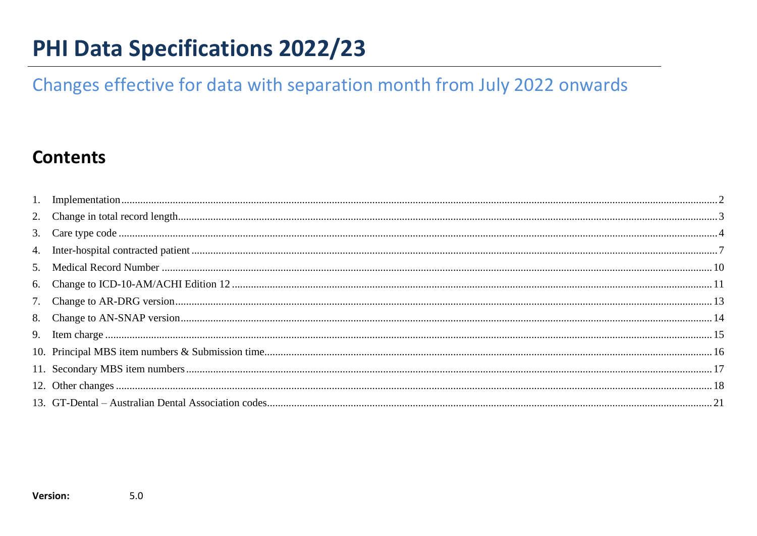# PHI Data Specifications 2022/23

## Changes effective for data with separation month from July 2022 onwards

## Contents

1. Implementation .......... 2
2. Change in total record length .......... 3
3. Care type code .......... 4
4. Inter-hospital contracted patient .......... 7
5. Medical Record Number .......... 10
6. Change to ICD-10-AM/ACHI Edition 12 .......... 11
7. Change to AR-DRG version .......... 13
8. Change to AN-SNAP version .......... 14
9. Item charge .......... 15
10. Principal MBS item numbers & Submission time .......... 16
11. Secondary MBS item numbers .......... 17
12. Other changes .......... 18
13. GT-Dental – Australian Dental Association codes .......... 21

**Version:** 5.0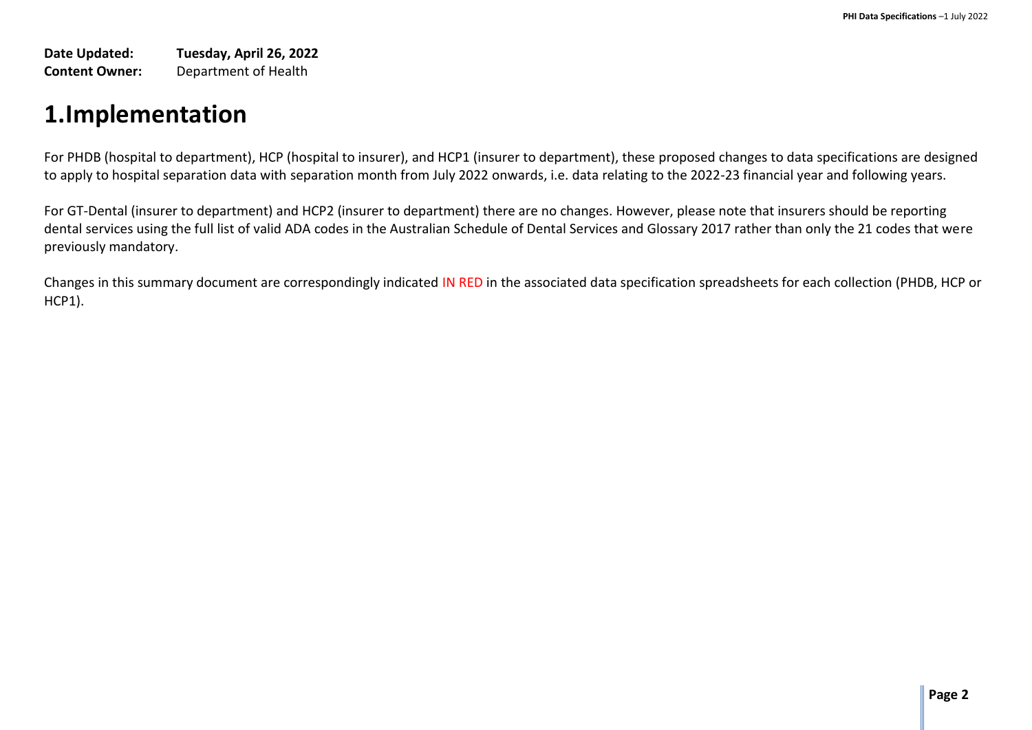**Date Updated:** **Tuesday, April 26, 2022**
**Content Owner:** Department of Health

# 1.Implementation

For PHDB (hospital to department), HCP (hospital to insurer), and HCP1 (insurer to department), these proposed changes to data specifications are designed to apply to hospital separation data with separation month from July 2022 onwards, i.e. data relating to the 2022-23 financial year and following years.

For GT-Dental (insurer to department) and HCP2 (insurer to department) there are no changes. However, please note that insurers should be reporting dental services using the full list of valid ADA codes in the Australian Schedule of Dental Services and Glossary 2017 rather than only the 21 codes that were previously mandatory.

Changes in this summary document are correspondingly indicated IN RED in the associated data specification spreadsheets for each collection (PHDB, HCP or HCP1).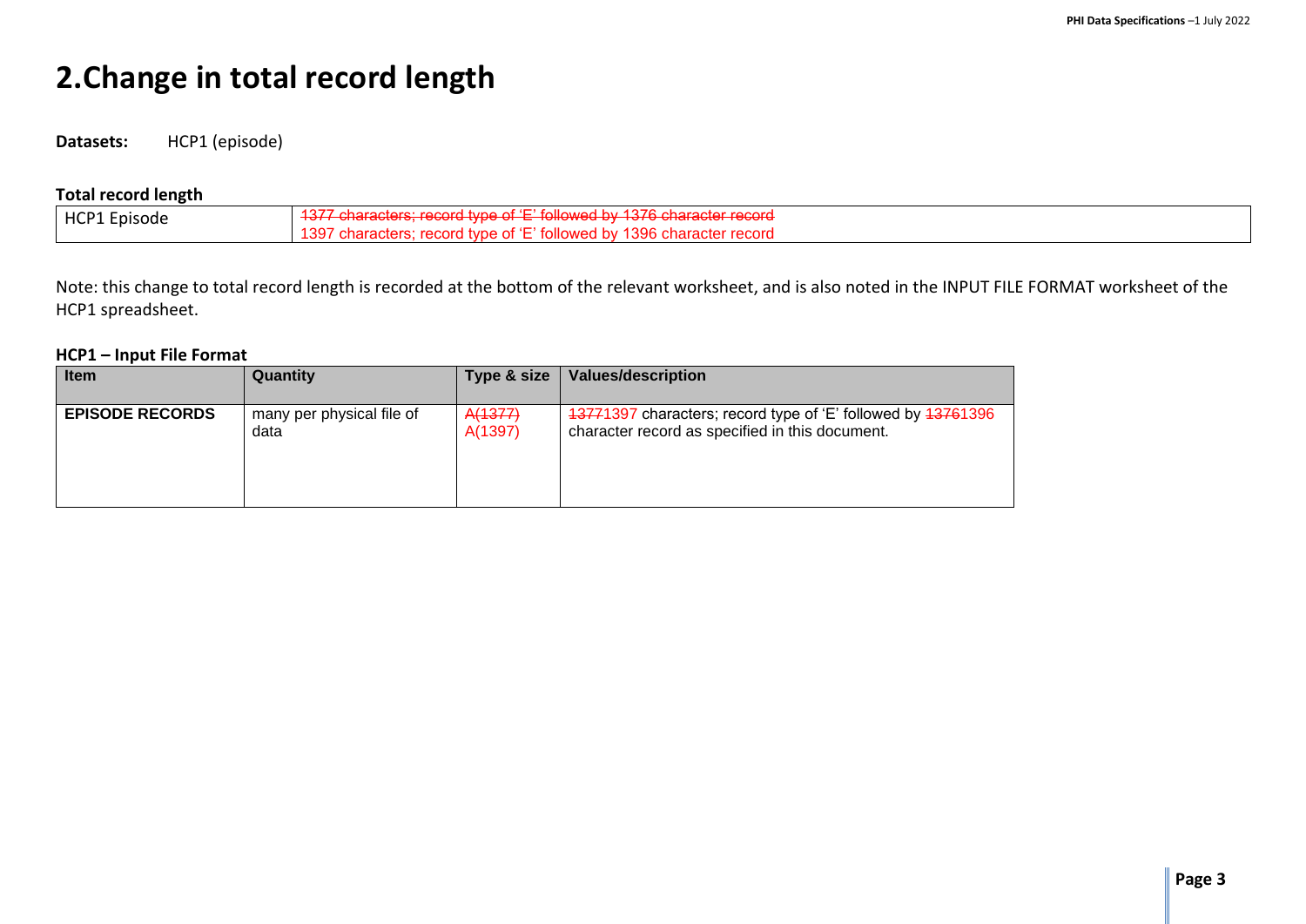# 2.Change in total record length

**Datasets:** HCP1 (episode)

**Total record length**

| | |
|---|---|
| HCP1 Episode | ~~1377 characters; record type of 'E' followed by 1376 character record~~<br>1397 characters; record type of 'E' followed by 1396 character record |

Note: this change to total record length is recorded at the bottom of the relevant worksheet, and is also noted in the INPUT FILE FORMAT worksheet of the HCP1 spreadsheet.

**HCP1 – Input File Format**

| Item | Quantity | Type & size | Values/description |
|---|---|---|---|
| **EPISODE RECORDS** | many per physical file of data | ~~A(1377)~~<br>A(1397) | ~~1377~~1397 characters; record type of 'E' followed by ~~1376~~1396 character record as specified in this document. |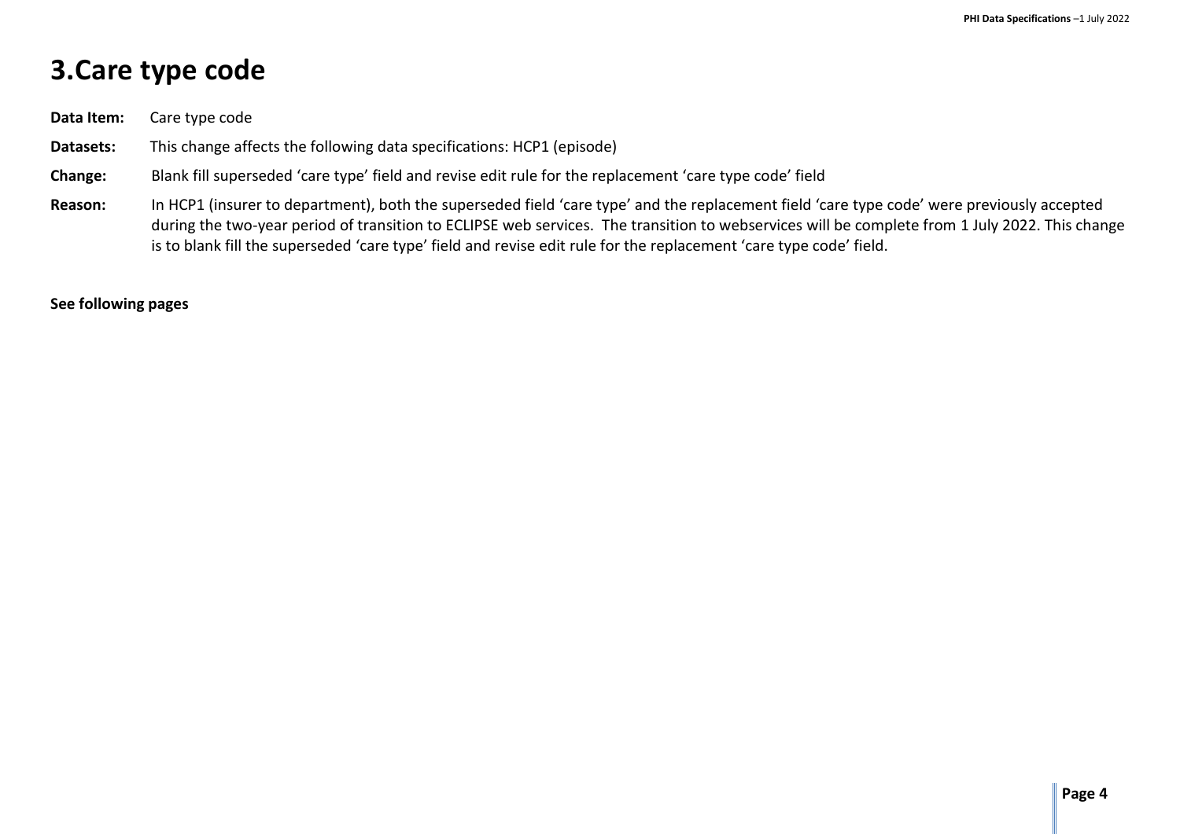# 3.Care type code

**Data Item:** Care type code

**Datasets:** This change affects the following data specifications: HCP1 (episode)

**Change:** Blank fill superseded 'care type' field and revise edit rule for the replacement 'care type code' field

**Reason:** In HCP1 (insurer to department), both the superseded field 'care type' and the replacement field 'care type code' were previously accepted during the two-year period of transition to ECLIPSE web services. The transition to webservices will be complete from 1 July 2022. This change is to blank fill the superseded 'care type' field and revise edit rule for the replacement 'care type code' field.

**See following pages**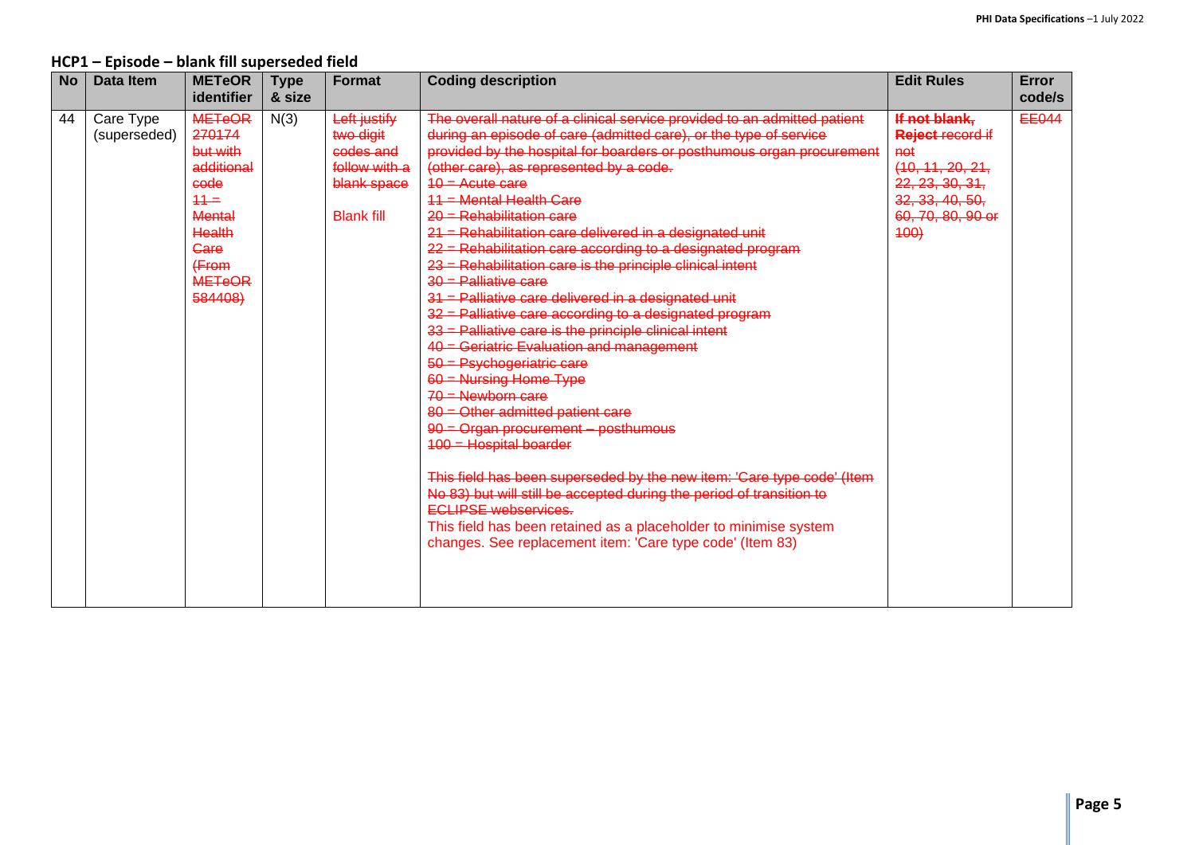## HCP1 – Episode – blank fill superseded field

| No | Data Item | METeOR identifier | Type & size | Format | Coding description | Edit Rules | Error code/s |
|---|---|---|---|---|---|---|---|
| 44 | Care Type (superseded) | ~~METeOR 270174 but with additional code 11 = Mental Health Care (From METeOR 584408)~~ | N(3) | ~~Left justify two digit codes and follow with a blank space~~<br><br>Blank fill | ~~The overall nature of a clinical service provided to an admitted patient during an episode of care (admitted care), or the type of service provided by the hospital for boarders or posthumous organ procurement (other care), as represented by a code.~~<br>~~10 = Acute care~~<br>~~11 = Mental Health Care~~<br>~~20 = Rehabilitation care~~<br>~~21 = Rehabilitation care delivered in a designated unit~~<br>~~22 = Rehabilitation care according to a designated program~~<br>~~23 = Rehabilitation care is the principle clinical intent~~<br>~~30 = Palliative care~~<br>~~31 = Palliative care delivered in a designated unit~~<br>~~32 = Palliative care according to a designated program~~<br>~~33 = Palliative care is the principle clinical intent~~<br>~~40 = Geriatric Evaluation and management~~<br>~~50 = Psychogeriatric care~~<br>~~60 = Nursing Home Type~~<br>~~70 = Newborn care~~<br>~~80 = Other admitted patient care~~<br>~~90 = Organ procurement – posthumous~~<br>~~100 = Hospital boarder~~<br><br>~~This field has been superseded by the new item: 'Care type code' (Item No 83) but will still be accepted during the period of transition to ECLIPSE webservices.~~<br>This field has been retained as a placeholder to minimise system changes. See replacement item: 'Care type code' (Item 83) | ~~**If not blank, Reject** record if not (10, 11, 20, 21, 22, 23, 30, 31, 32, 33, 40, 50, 60, 70, 80, 90 or 100)~~ | ~~EE044~~ |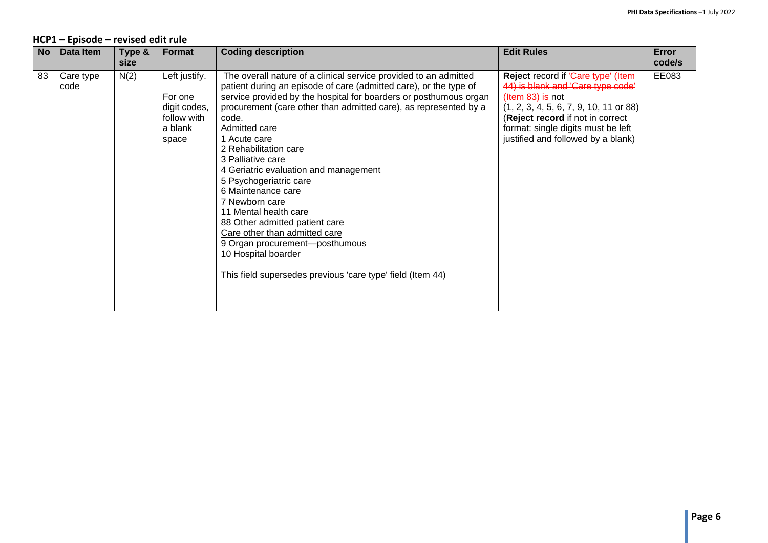## HCP1 – Episode – revised edit rule

| No | Data Item | Type & size | Format | Coding description | Edit Rules | Error code/s |
|---|---|---|---|---|---|---|
| 83 | Care type code | N(2) | Left justify.<br><br>For one digit codes, follow with a blank space | The overall nature of a clinical service provided to an admitted patient during an episode of care (admitted care), or the type of service provided by the hospital for boarders or posthumous organ procurement (care other than admitted care), as represented by a code.<br>Admitted care<br>1 Acute care<br>2 Rehabilitation care<br>3 Palliative care<br>4 Geriatric evaluation and management<br>5 Psychogeriatric care<br>6 Maintenance care<br>7 Newborn care<br>11 Mental health care<br>88 Other admitted patient care<br>Care other than admitted care<br>9 Organ procurement—posthumous<br>10 Hospital boarder<br><br>This field supersedes previous 'care type' field (Item 44) | **Reject** record if ~~'Care type' (Item 44) is blank and 'Care type code' (Item 83) is~~ not (1, 2, 3, 4, 5, 6, 7, 9, 10, 11 or 88) (**Reject record** if not in correct format: single digits must be left justified and followed by a blank) | EE083 |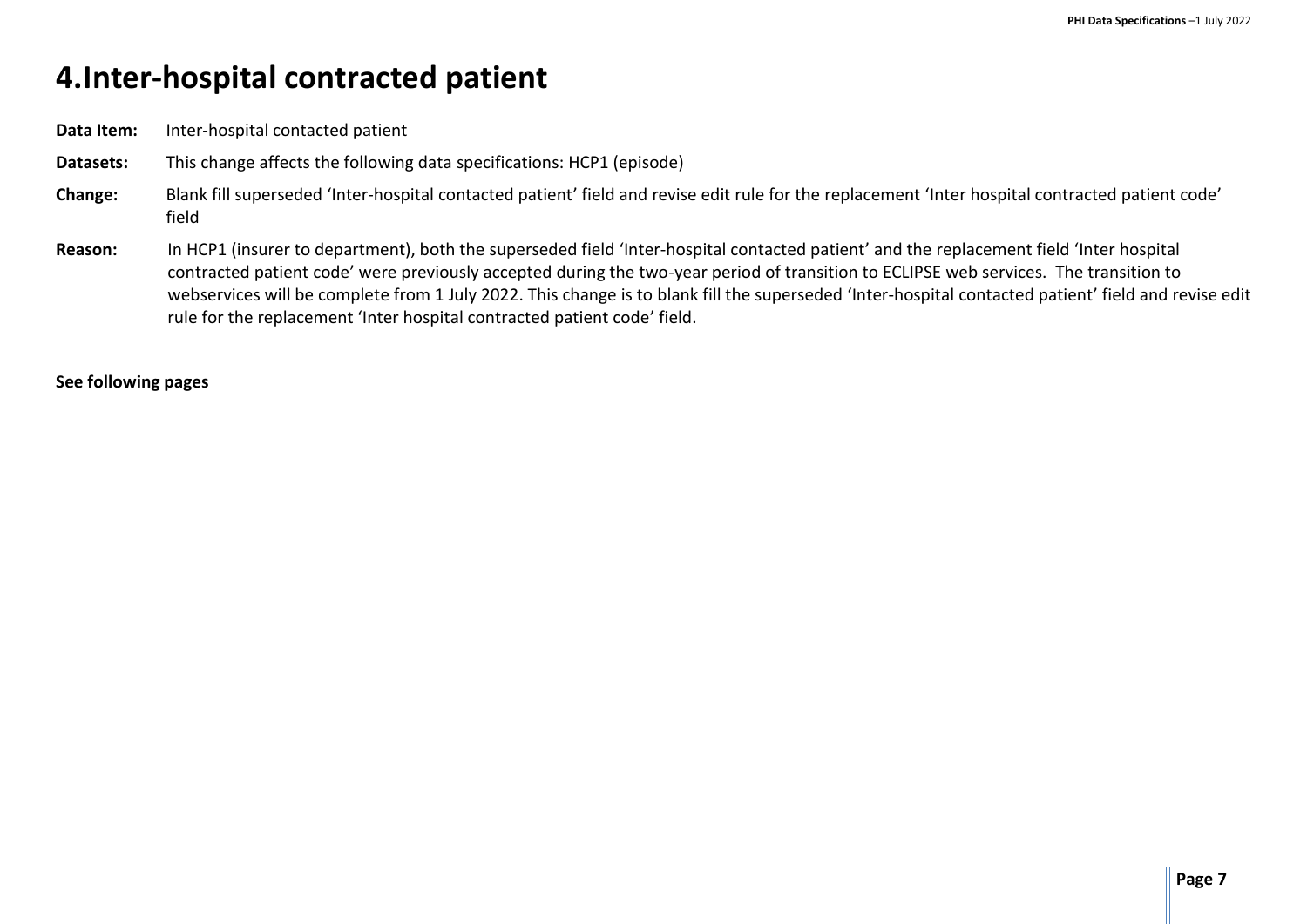# 4.Inter-hospital contracted patient

**Data Item:** Inter-hospital contacted patient

**Datasets:** This change affects the following data specifications: HCP1 (episode)

**Change:** Blank fill superseded 'Inter-hospital contacted patient' field and revise edit rule for the replacement 'Inter hospital contracted patient code' field

**Reason:** In HCP1 (insurer to department), both the superseded field 'Inter-hospital contacted patient' and the replacement field 'Inter hospital contracted patient code' were previously accepted during the two-year period of transition to ECLIPSE web services. The transition to webservices will be complete from 1 July 2022. This change is to blank fill the superseded 'Inter-hospital contacted patient' field and revise edit rule for the replacement 'Inter hospital contracted patient code' field.

**See following pages**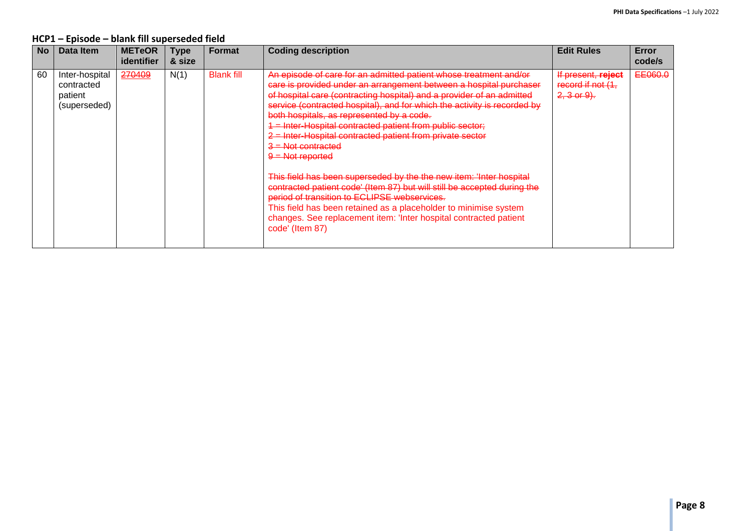## HCP1 – Episode – blank fill superseded field

| No | Data Item | METeOR identifier | Type & size | Format | Coding description | Edit Rules | Error code/s |
|---|---|---|---|---|---|---|---|
| 60 | Inter-hospital contracted patient (superseded) | ~~270409~~ | N(1) | Blank fill | ~~An episode of care for an admitted patient whose treatment and/or care is provided under an arrangement between a hospital purchaser of hospital care (contracting hospital) and a provider of an admitted service (contracted hospital), and for which the activity is recorded by both hospitals, as represented by a code.~~<br>~~1 = Inter-Hospital contracted patient from public sector;~~<br>~~2 = Inter-Hospital contracted patient from private sector~~<br>~~3 = Not contracted~~<br>~~9 = Not reported~~<br><br>~~This field has been superseded by the the new item: 'Inter hospital contracted patient code' (Item 87) but will still be accepted during the period of transition to ECLIPSE webservices.~~<br>This field has been retained as a placeholder to minimise system changes. See replacement item: 'Inter hospital contracted patient code' (Item 87) | ~~If present, **reject** record if not (1, 2, 3 or 9).~~ | ~~EE060.0~~ |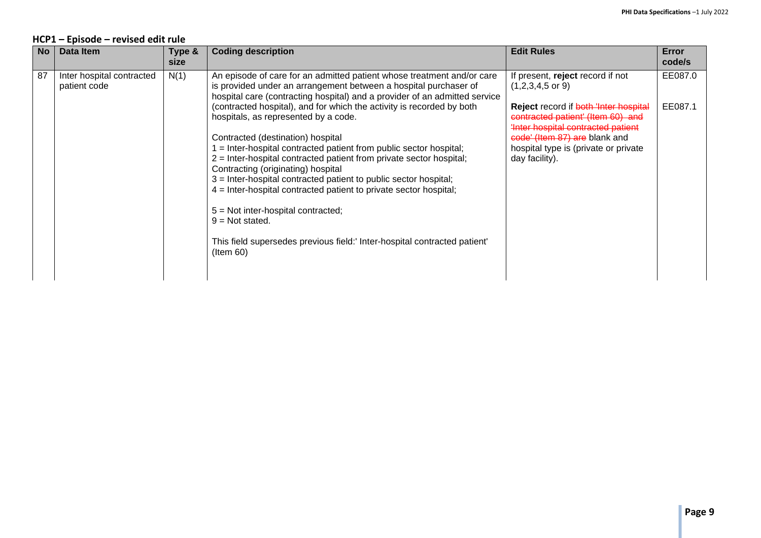## HCP1 – Episode – revised edit rule

| No | Data Item | Type & size | Coding description | Edit Rules | Error code/s |
|---|---|---|---|---|---|
| 87 | Inter hospital contracted patient code | N(1) | An episode of care for an admitted patient whose treatment and/or care is provided under an arrangement between a hospital purchaser of hospital care (contracting hospital) and a provider of an admitted service (contracted hospital), and for which the activity is recorded by both hospitals, as represented by a code.<br><br>Contracted (destination) hospital<br>1 = Inter-hospital contracted patient from public sector hospital;<br>2 = Inter-hospital contracted patient from private sector hospital;<br>Contracting (originating) hospital<br>3 = Inter-hospital contracted patient to public sector hospital;<br>4 = Inter-hospital contracted patient to private sector hospital;<br><br>5 = Not inter-hospital contracted;<br>9 = Not stated.<br><br>This field supersedes previous field:' Inter-hospital contracted patient' (Item 60) | If present, **reject** record if not (1,2,3,4,5 or 9)<br><br>**Reject** record if ~~both 'Inter hospital contracted patient' (Item 60) and 'Inter hospital contracted patient code' (Item 87) are~~ blank and hospital type is (private or private day facility). | EE087.0<br><br><br>EE087.1 |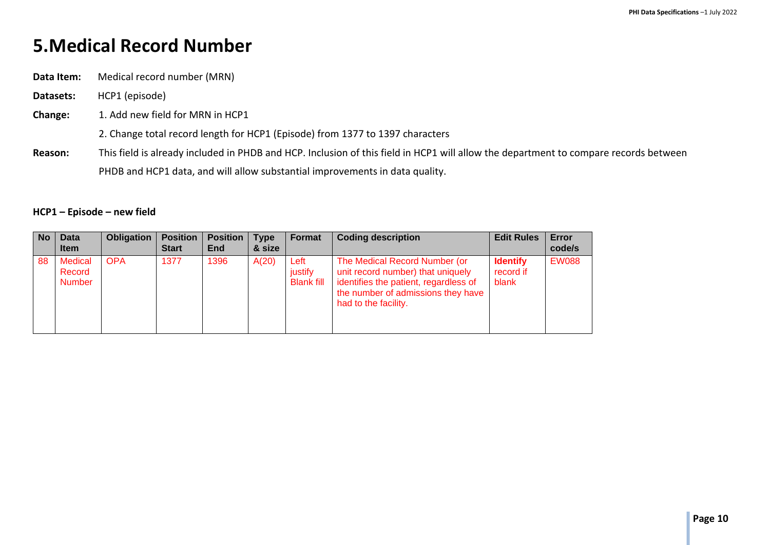# 5.Medical Record Number

**Data Item:** Medical record number (MRN)

**Datasets:** HCP1 (episode)

**Change:** 1. Add new field for MRN in HCP1

2. Change total record length for HCP1 (Episode) from 1377 to 1397 characters

**Reason:** This field is already included in PHDB and HCP. Inclusion of this field in HCP1 will allow the department to compare records between PHDB and HCP1 data, and will allow substantial improvements in data quality.

**HCP1 – Episode – new field**

| No | Data Item | Obligation | Position Start | Position End | Type & size | Format | Coding description | Edit Rules | Error code/s |
|---|---|---|---|---|---|---|---|---|---|
| 88 | Medical Record Number | OPA | 1377 | 1396 | A(20) | Left justify Blank fill | The Medical Record Number (or unit record number) that uniquely identifies the patient, regardless of the number of admissions they have had to the facility. | **Identify** record if blank | EW088 |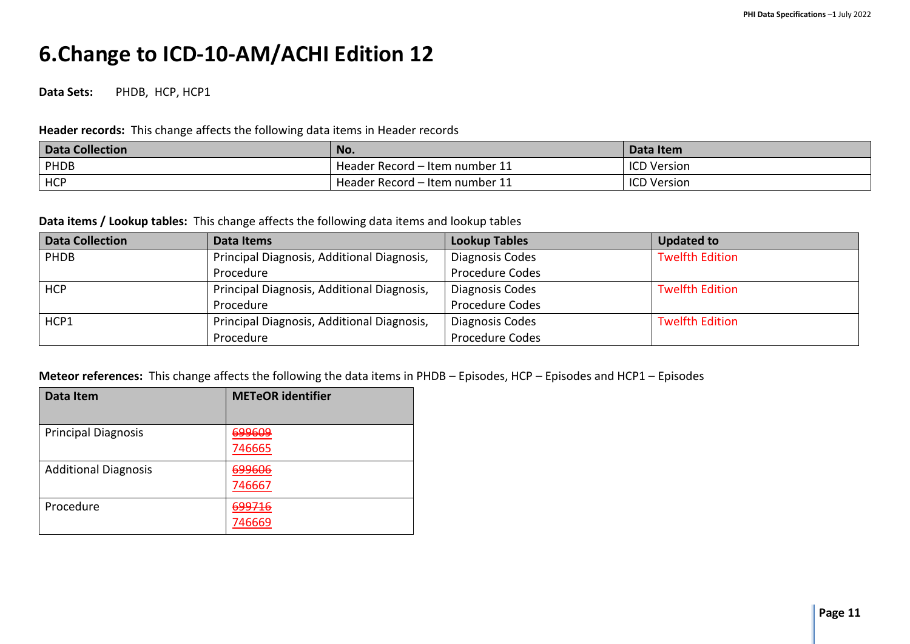# 6.Change to ICD-10-AM/ACHI Edition 12

**Data Sets:** PHDB, HCP, HCP1

**Header records:** This change affects the following data items in Header records

| Data Collection | No. | Data Item |
|---|---|---|
| PHDB | Header Record – Item number 11 | ICD Version |
| HCP | Header Record – Item number 11 | ICD Version |

**Data items / Lookup tables:** This change affects the following data items and lookup tables

| Data Collection | Data Items | Lookup Tables | Updated to |
|---|---|---|---|
| PHDB | Principal Diagnosis, Additional Diagnosis, Procedure | Diagnosis Codes<br>Procedure Codes | Twelfth Edition |
| HCP | Principal Diagnosis, Additional Diagnosis, Procedure | Diagnosis Codes<br>Procedure Codes | Twelfth Edition |
| HCP1 | Principal Diagnosis, Additional Diagnosis, Procedure | Diagnosis Codes<br>Procedure Codes | Twelfth Edition |

**Meteor references:** This change affects the following the data items in PHDB – Episodes, HCP – Episodes and HCP1 – Episodes

| Data Item | METeOR identifier |
|---|---|
| Principal Diagnosis | ~~699609~~<br>746665 |
| Additional Diagnosis | ~~699606~~<br>746667 |
| Procedure | ~~699716~~<br>746669 |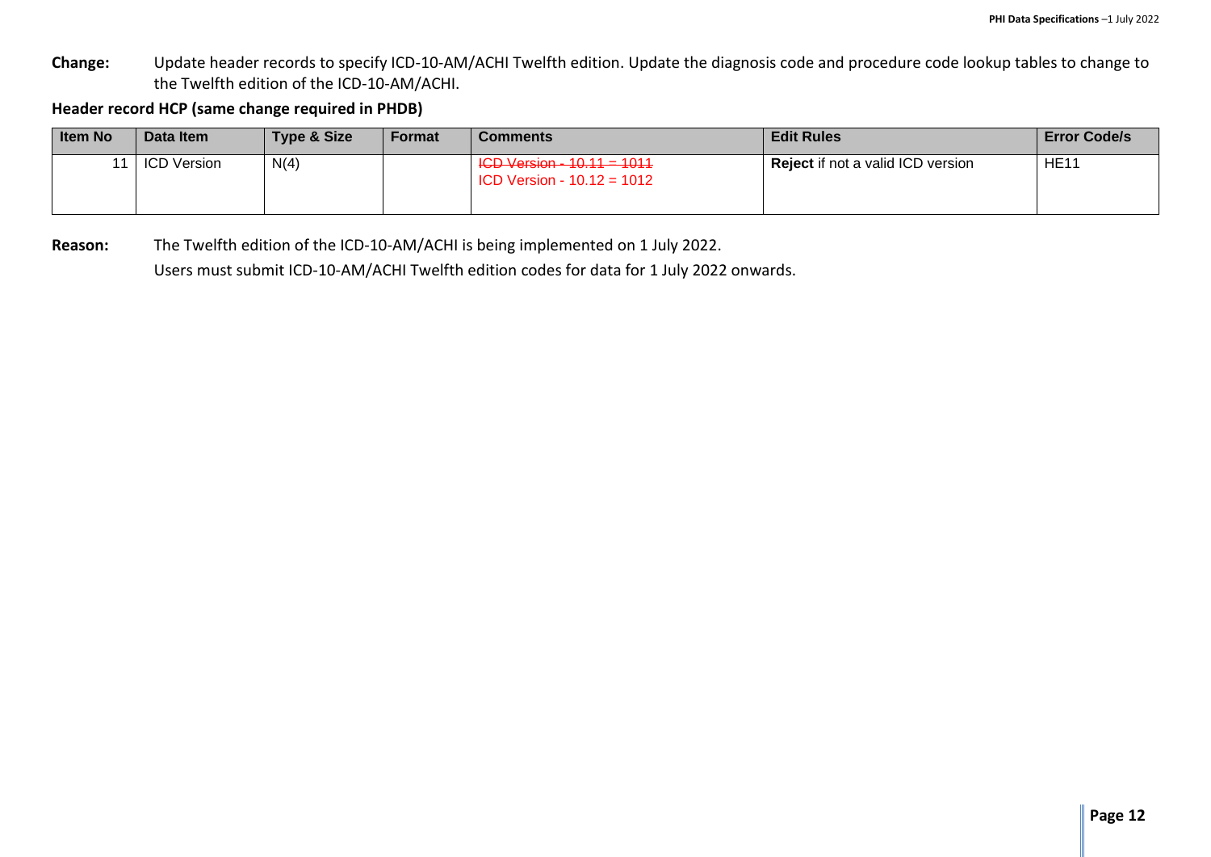**Change:** Update header records to specify ICD-10-AM/ACHI Twelfth edition. Update the diagnosis code and procedure code lookup tables to change to the Twelfth edition of the ICD-10-AM/ACHI.

**Header record HCP (same change required in PHDB)**

| Item No | Data Item | Type & Size | Format | Comments | Edit Rules | Error Code/s |
|---|---|---|---|---|---|---|
| 11 | ICD Version | N(4) | | ~~ICD Version - 10.11 = 1011~~<br>ICD Version - 10.12 = 1012 | **Reject** if not a valid ICD version | HE11 |

**Reason:** The Twelfth edition of the ICD-10-AM/ACHI is being implemented on 1 July 2022.

Users must submit ICD-10-AM/ACHI Twelfth edition codes for data for 1 July 2022 onwards.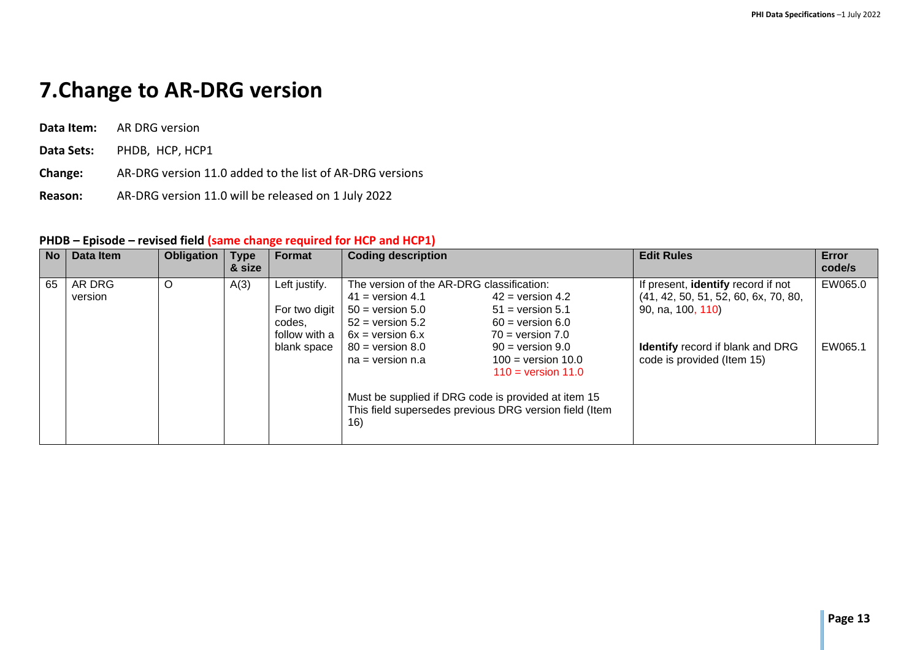# 7. Change to AR-DRG version

**Data Item:** AR DRG version

**Data Sets:** PHDB, HCP, HCP1

**Change:** AR-DRG version 11.0 added to the list of AR-DRG versions

**Reason:** AR-DRG version 11.0 will be released on 1 July 2022

**PHDB – Episode – revised field (same change required for HCP and HCP1)**

| No | Data Item | Obligation | Type & size | Format | Coding description | Edit Rules | Error code/s |
|---|---|---|---|---|---|---|---|
| 65 | AR DRG version | O | A(3) | Left justify.<br><br>For two digit codes, follow with a blank space | The version of the AR-DRG classification:<br>41 = version 4.1 42 = version 4.2<br>50 = version 5.0 51 = version 5.1<br>52 = version 5.2 60 = version 6.0<br>6x = version 6.x 70 = version 7.0<br>80 = version 8.0 90 = version 9.0<br>na = version n.a 100 = version 10.0<br>110 = version 11.0<br><br>Must be supplied if DRG code is provided at item 15<br>This field supersedes previous DRG version field (Item 16) | If present, **identify** record if not (41, 42, 50, 51, 52, 60, 6x, 70, 80, 90, na, 100, 110)<br><br>**Identify** record if blank and DRG code is provided (Item 15) | EW065.0<br><br>EW065.1 |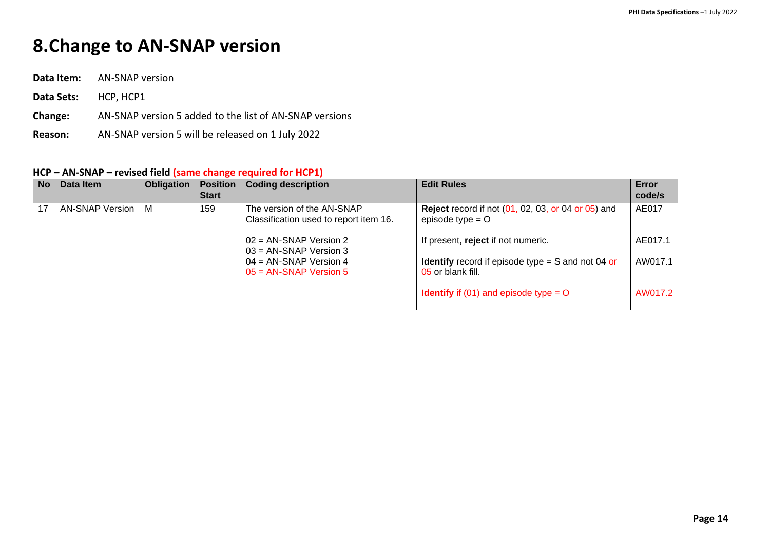# 8. Change to AN-SNAP version

**Data Item:** AN-SNAP version

**Data Sets:** HCP, HCP1

**Change:** AN-SNAP version 5 added to the list of AN-SNAP versions

**Reason:** AN-SNAP version 5 will be released on 1 July 2022

**HCP – AN-SNAP – revised field (same change required for HCP1)**

| No | Data Item | Obligation | Position Start | Coding description | Edit Rules | Error code/s |
|---|---|---|---|---|---|---|
| 17 | AN-SNAP Version | M | 159 | The version of the AN-SNAP Classification used to report item 16.<br><br>02 = AN-SNAP Version 2<br>03 = AN-SNAP Version 3<br>04 = AN-SNAP Version 4<br>05 = AN-SNAP Version 5 | **Reject** record if not (~~01,~~ 02, 03, ~~or~~ 04 or 05) and episode type = O<br><br>If present, **reject** if not numeric.<br><br>**Identify** record if episode type = S and not 04 or 05 or blank fill.<br><br>~~**Identify** if (01) and episode type = O~~ | AE017<br><br>AE017.1<br><br>AW017.1<br><br>~~AW017.2~~ |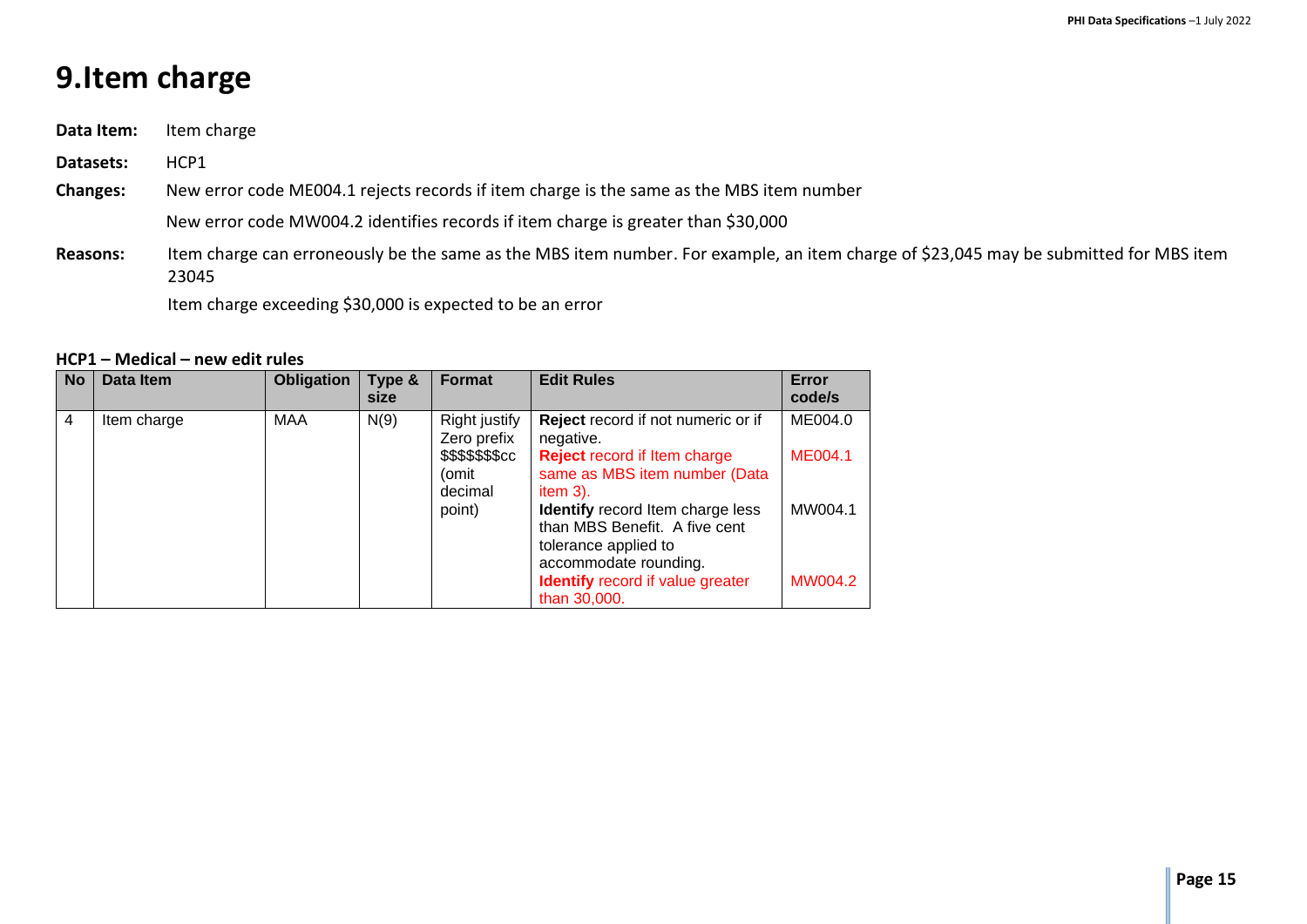# 9.Item charge

**Data Item:** Item charge

**Datasets:** HCP1

**Changes:** New error code ME004.1 rejects records if item charge is the same as the MBS item number

New error code MW004.2 identifies records if item charge is greater than $30,000

**Reasons:** Item charge can erroneously be the same as the MBS item number. For example, an item charge of $23,045 may be submitted for MBS item 23045

Item charge exceeding $30,000 is expected to be an error

**HCP1 – Medical – new edit rules**

| No | Data Item | Obligation | Type & size | Format | Edit Rules | Error code/s |
|---|---|---|---|---|---|---|
| 4 | Item charge | MAA | N(9) | Right justify Zero prefix $$$$$$$cc (omit decimal point) | **Reject** record if not numeric or if negative.<br>**Reject** record if Item charge same as MBS item number (Data item 3).<br>**Identify** record Item charge less than MBS Benefit. A five cent tolerance applied to accommodate rounding.<br>**Identify** record if value greater than 30,000. | ME004.0<br>ME004.1<br>MW004.1<br>MW004.2 |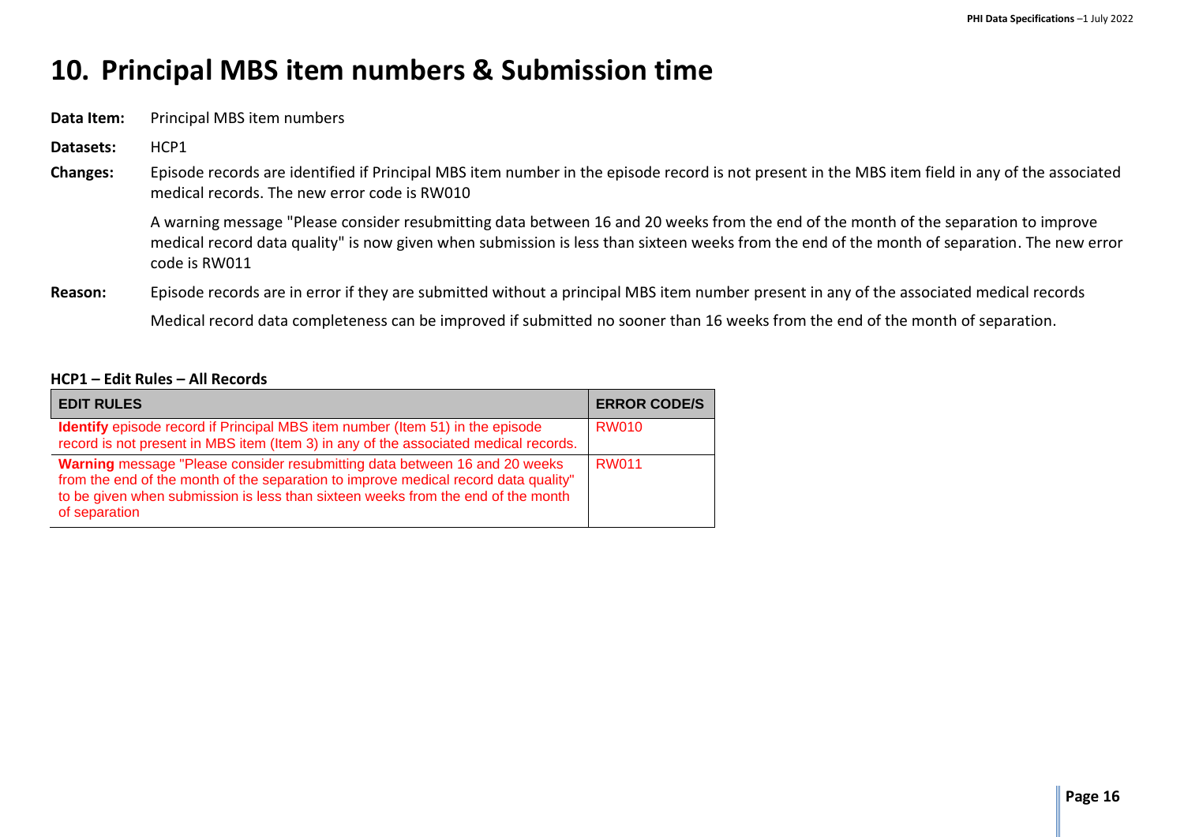# 10. Principal MBS item numbers & Submission time

**Data Item:** Principal MBS item numbers

**Datasets:** HCP1

**Changes:** Episode records are identified if Principal MBS item number in the episode record is not present in the MBS item field in any of the associated medical records. The new error code is RW010

A warning message "Please consider resubmitting data between 16 and 20 weeks from the end of the month of the separation to improve medical record data quality" is now given when submission is less than sixteen weeks from the end of the month of separation. The new error code is RW011

**Reason:** Episode records are in error if they are submitted without a principal MBS item number present in any of the associated medical records

Medical record data completeness can be improved if submitted no sooner than 16 weeks from the end of the month of separation.

**HCP1 – Edit Rules – All Records**

| EDIT RULES | ERROR CODE/S |
| --- | --- |
| **Identify** episode record if Principal MBS item number (Item 51) in the episode record is not present in MBS item (Item 3) in any of the associated medical records. | RW010 |
| **Warning** message "Please consider resubmitting data between 16 and 20 weeks from the end of the month of the separation to improve medical record data quality" to be given when submission is less than sixteen weeks from the end of the month of separation | RW011 |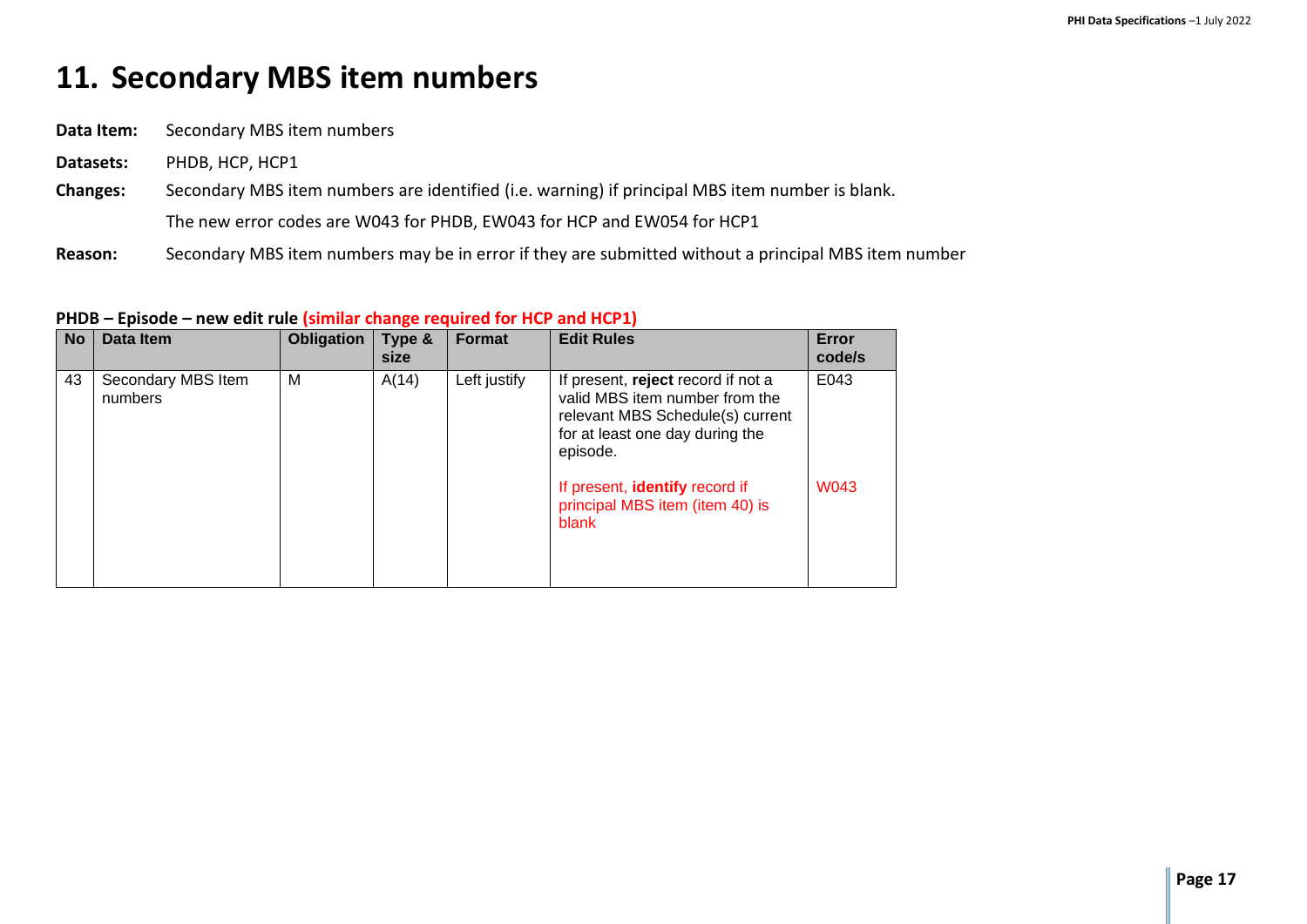# 11. Secondary MBS item numbers

**Data Item:** Secondary MBS item numbers

**Datasets:** PHDB, HCP, HCP1

**Changes:** Secondary MBS item numbers are identified (i.e. warning) if principal MBS item number is blank.

The new error codes are W043 for PHDB, EW043 for HCP and EW054 for HCP1

**Reason:** Secondary MBS item numbers may be in error if they are submitted without a principal MBS item number

**PHDB – Episode – new edit rule (similar change required for HCP and HCP1)**

| No | Data Item | Obligation | Type & size | Format | Edit Rules | Error code/s |
|---|---|---|---|---|---|---|
| 43 | Secondary MBS Item numbers | M | A(14) | Left justify | If present, **reject** record if not a valid MBS item number from the relevant MBS Schedule(s) current for at least one day during the episode.<br><br>If present, **identify** record if principal MBS item (item 40) is blank | E043<br><br>W043 |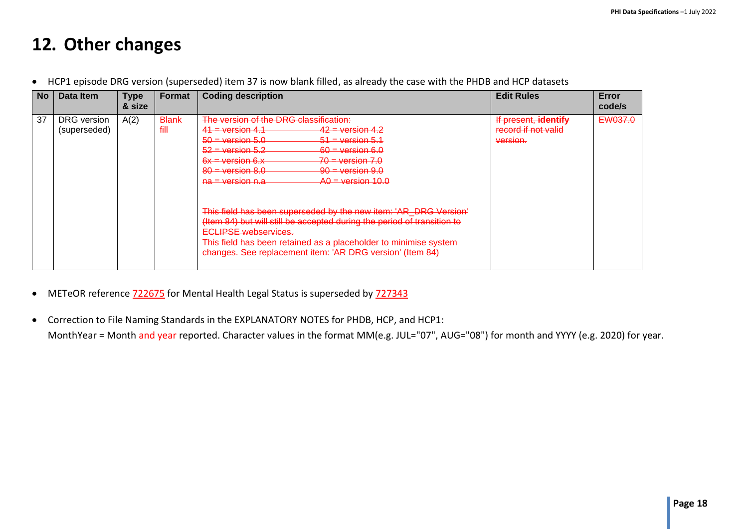# 12. Other changes

- HCP1 episode DRG version (superseded) item 37 is now blank filled, as already the case with the PHDB and HCP datasets

| No | Data Item | Type & size | Format | Coding description | Edit Rules | Error code/s |
|---|---|---|---|---|---|---|
| 37 | DRG version (superseded) | A(2) | Blank fill | ~~The version of the DRG classification:~~<br>~~41 = version 4.1 42 = version 4.2~~<br>~~50 = version 5.0 51 = version 5.1~~<br>~~52 = version 5.2 60 = version 6.0~~<br>~~6x = version 6.x 70 = version 7.0~~<br>~~80 = version 8.0 90 = version 9.0~~<br>~~na = version n.a A0 = version 10.0~~<br><br>~~This field has been superseded by the new item: 'AR_DRG Version' (Item 84) but will still be accepted during the period of transition to ECLIPSE webservices.~~<br>This field has been retained as a placeholder to minimise system changes. See replacement item: 'AR DRG version' (Item 84) | ~~If present, **identify** record if not valid version.~~ | ~~EW037.0~~ |

- METeOR reference 722675 for Mental Health Legal Status is superseded by 727343

- Correction to File Naming Standards in the EXPLANATORY NOTES for PHDB, HCP, and HCP1:
  MonthYear = Month and year reported. Character values in the format MM(e.g. JUL="07", AUG="08") for month and YYYY (e.g. 2020) for year.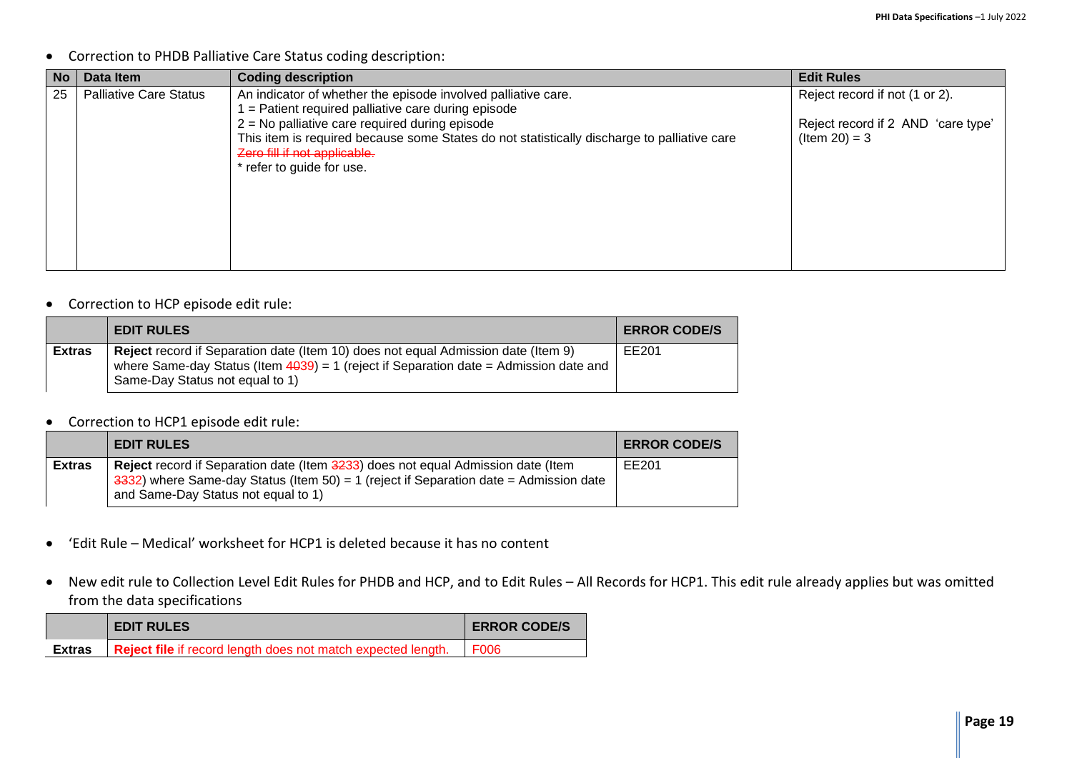- Correction to PHDB Palliative Care Status coding description:

| No | Data Item | Coding description | Edit Rules |
|---|---|---|---|
| 25 | Palliative Care Status | An indicator of whether the episode involved palliative care.<br>1 = Patient required palliative care during episode<br>2 = No palliative care required during episode<br>This item is required because some States do not statistically discharge to palliative care<br>~~Zero fill if not applicable.~~<br>* refer to guide for use. | Reject record if not (1 or 2).<br><br>Reject record if 2 AND 'care type' (Item 20) = 3 |

- Correction to HCP episode edit rule:

| | EDIT RULES | ERROR CODE/S |
|---|---|---|
| **Extras** | **Reject** record if Separation date (Item 10) does not equal Admission date (Item 9) where Same-day Status (Item ~~40~~39) = 1 (reject if Separation date = Admission date and Same-Day Status not equal to 1) | EE201 |

- Correction to HCP1 episode edit rule:

| | EDIT RULES | ERROR CODE/S |
|---|---|---|
| **Extras** | **Reject** record if Separation date (Item ~~32~~33) does not equal Admission date (Item ~~33~~32) where Same-day Status (Item 50) = 1 (reject if Separation date = Admission date and Same-Day Status not equal to 1) | EE201 |

- 'Edit Rule – Medical' worksheet for HCP1 is deleted because it has no content

- New edit rule to Collection Level Edit Rules for PHDB and HCP, and to Edit Rules – All Records for HCP1. This edit rule already applies but was omitted from the data specifications

| | EDIT RULES | ERROR CODE/S |
|---|---|---|
| **Extras** | **Reject file** if record length does not match expected length. | F006 |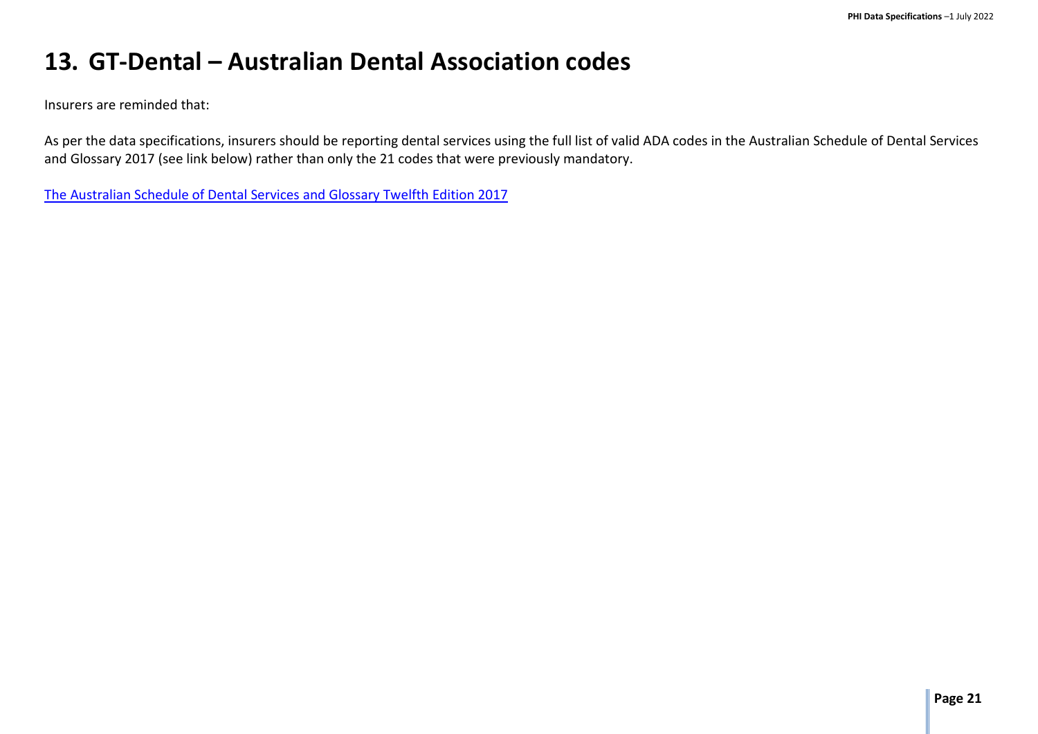# 13. GT-Dental – Australian Dental Association codes

Insurers are reminded that:

As per the data specifications, insurers should be reporting dental services using the full list of valid ADA codes in the Australian Schedule of Dental Services and Glossary 2017 (see link below) rather than only the 21 codes that were previously mandatory.

The Australian Schedule of Dental Services and Glossary Twelfth Edition 2017